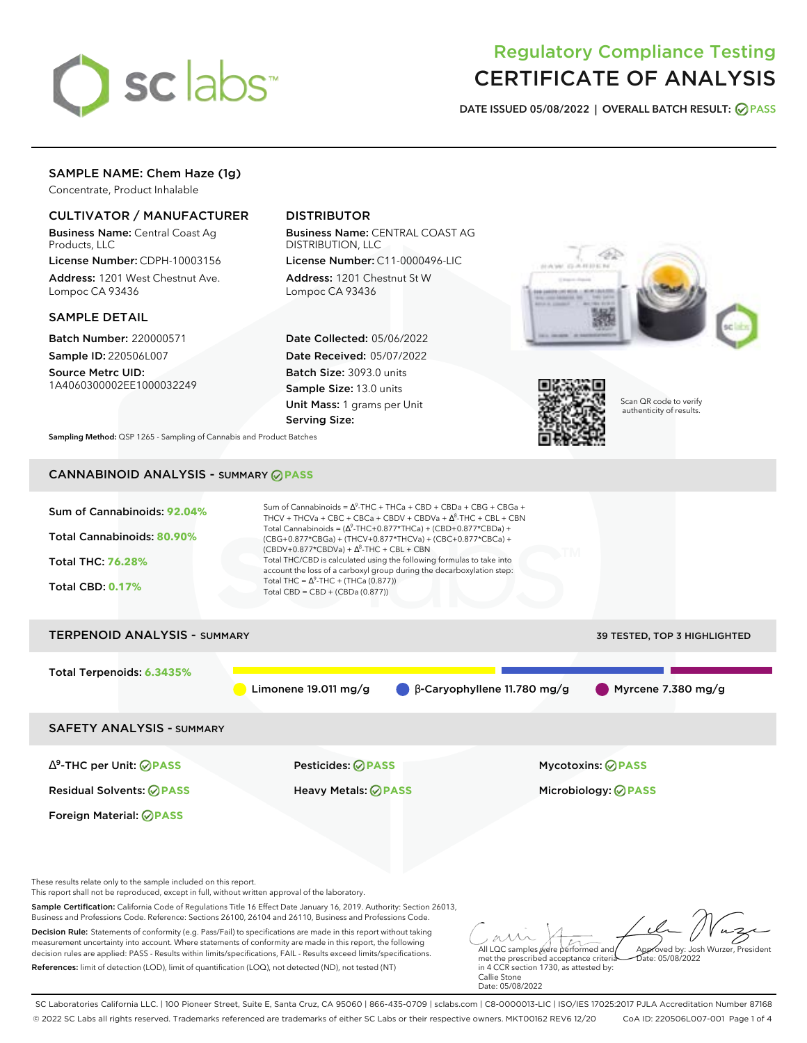# Regulatory Compliance Testing
# CERTIFICATE OF ANALYSIS

**DATE ISSUED 05/08/2022 | OVERALL BATCH RESULT: PASS**

## SAMPLE NAME: Chem Haze (1g)

Concentrate, Product Inhalable

### CULTIVATOR / MANUFACTURER

**Business Name:** Central Coast Ag Products, LLC

**License Number:** CDPH-10003156

**Address:** 1201 West Chestnut Ave. Lompoc CA 93436

### DISTRIBUTOR

**Business Name:** CENTRAL COAST AG DISTRIBUTION, LLC

**License Number:** C11-0000496-LIC

**Address:** 1201 Chestnut St W Lompoc CA 93436

### SAMPLE DETAIL

**Batch Number:** 220000571

**Sample ID:** 220506L007

**Source Metrc UID:** 1A4060300002EE1000032249

**Date Collected:** 05/06/2022

**Date Received:** 05/07/2022

**Batch Size:** 3093.0 units

**Sample Size:** 13.0 units

**Unit Mass:** 1 grams per Unit

**Serving Size:**

Scan QR code to verify authenticity of results.

**Sampling Method:** QSP 1265 - Sampling of Cannabis and Product Batches

## CANNABINOID ANALYSIS - SUMMARY PASS

Sum of Cannabinoids: **92.04%**

Total Cannabinoids: **80.90%**

Total THC: **76.28%**

Total CBD: **0.17%**

Sum of Cannabinoids = $\Delta^9$-THC + THCa + CBD + CBDa + CBG + CBGa + THCV + THCVa + CBC + CBCa + CBDV + CBDVa + $\Delta^8$-THC + CBL + CBN

Total Cannabinoids = ($\Delta^9$-THC+0.877*THCa) + (CBD+0.877*CBDa) + (CBG+0.877*CBGa) + (THCV+0.877*THCVa) + (CBC+0.877*CBCa) + (CBDV+0.877*CBDVa) + $\Delta^8$-THC + CBL + CBN

Total THC/CBD is calculated using the following formulas to take into account the loss of a carboxyl group during the decarboxylation step:

Total THC = $\Delta^9$-THC + (THCa (0.877))

Total CBD = CBD + (CBDa (0.877))

## TERPENOID ANALYSIS - SUMMARY

39 TESTED, TOP 3 HIGHLIGHTED

Total Terpenoids: **6.3435%**

Limonene 19.011 mg/g | β-Caryophyllene 11.780 mg/g | Myrcene 7.380 mg/g

## SAFETY ANALYSIS - SUMMARY

| | | |
|---|---|---|
| $\Delta^9$-THC per Unit: PASS | Pesticides: PASS | Mycotoxins: PASS |
| Residual Solvents: PASS | Heavy Metals: PASS | Microbiology: PASS |
| Foreign Material: PASS | | |

These results relate only to the sample included on this report.
This report shall not be reproduced, except in full, without written approval of the laboratory.

**Sample Certification:** California Code of Regulations Title 16 Effect Date January 16, 2019. Authority: Section 26013, Business and Professions Code. Reference: Sections 26100, 26104 and 26110, Business and Professions Code.

**Decision Rule:** Statements of conformity (e.g. Pass/Fail) to specifications are made in this report without taking measurement uncertainty into account. Where statements of conformity are made in this report, the following decision rules are applied: PASS - Results within limits/specifications, FAIL - Results exceed limits/specifications.

**References:** limit of detection (LOD), limit of quantification (LOQ), not detected (ND), not tested (NT)

All LQC samples were performed and met the prescribed acceptance criteria in 4 CCR section 1730, as attested by: Callie Stone
Date: 05/08/2022

Approved by: Josh Wurzer, President
Date: 05/08/2022

SC Laboratories California LLC. | 100 Pioneer Street, Suite E, Santa Cruz, CA 95060 | 866-435-0709 | sclabs.com | C8-0000013-LIC | ISO/IES 17025:2017 PJLA Accreditation Number 87168
© 2022 SC Labs all rights reserved. Trademarks referenced are trademarks of either SC Labs or their respective owners. MKT00162 REV6 12/20 CoA ID: 220506L007-001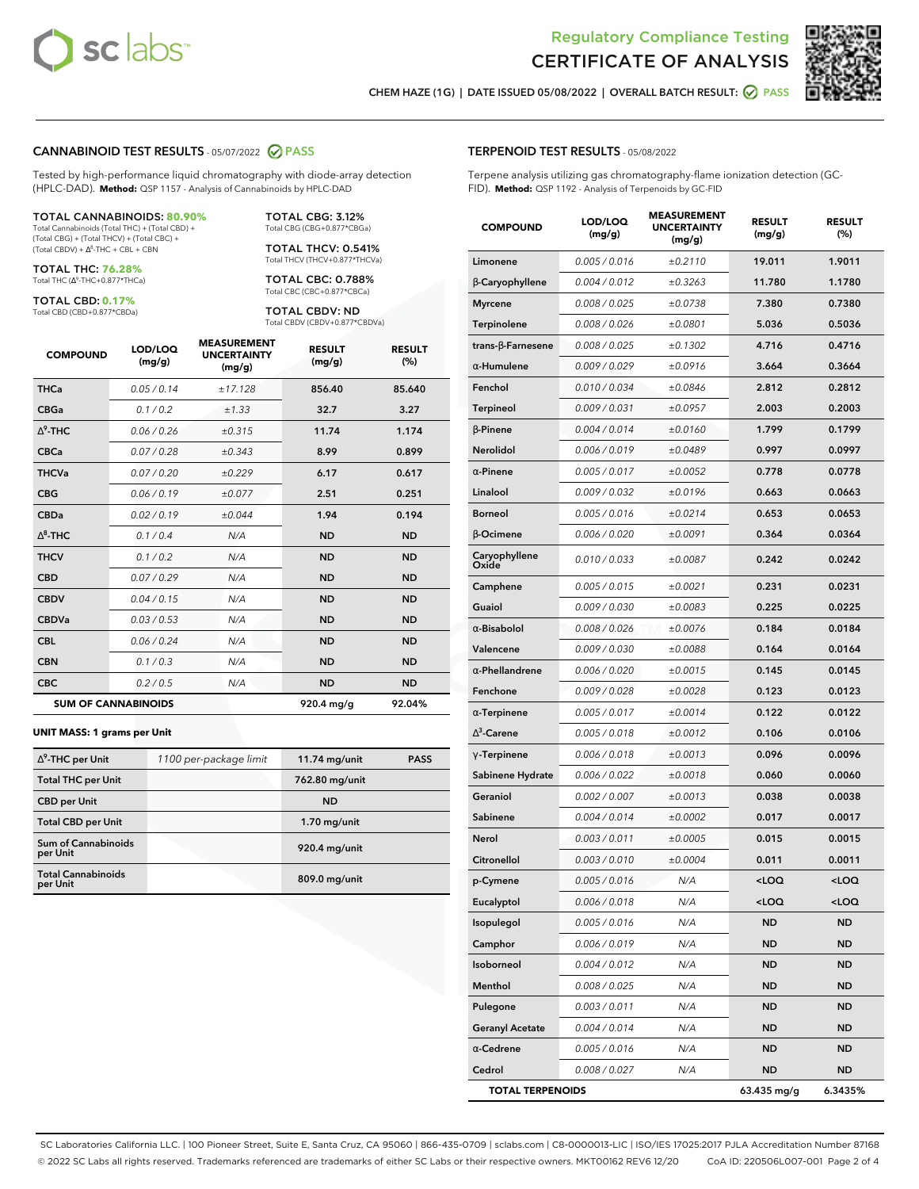Regulatory Compliance Testing

# CERTIFICATE OF ANALYSIS

CHEM HAZE (1G) | DATE ISSUED 05/08/2022 | OVERALL BATCH RESULT: PASS

## CANNABINOID TEST RESULTS - 05/07/2022 PASS

Tested by high-performance liquid chromatography with diode-array detection (HPLC-DAD). **Method:** QSP 1157 - Analysis of Cannabinoids by HPLC-DAD

**TOTAL CANNABINOIDS: 80.90%**
Total Cannabinoids (Total THC) + (Total CBD) + (Total CBG) + (Total THCV) + (Total CBC) + (Total CBDV) + $\Delta^8$-THC + CBL + CBN

**TOTAL THC: 76.28%**
Total THC ($\Delta^9$-THC+0.877*THCa)

**TOTAL CBD: 0.17%**
Total CBD (CBD+0.877*CBDa)

**TOTAL CBG: 3.12%**
Total CBG (CBG+0.877*CBGa)

**TOTAL THCV: 0.541%**
Total THCV (THCV+0.877*THCVa)

**TOTAL CBC: 0.788%**
Total CBC (CBC+0.877*CBCa)

**TOTAL CBDV: ND**
Total CBDV (CBDV+0.877*CBDVa)

| COMPOUND | LOD/LOQ (mg/g) | MEASUREMENT UNCERTAINTY (mg/g) | RESULT (mg/g) | RESULT (%) |
|---|---|---|---|---|
| THCa | 0.05 / 0.14 | ±17.128 | 856.40 | 85.640 |
| CBGa | 0.1 / 0.2 | ±1.33 | 32.7 | 3.27 |
| $\Delta^9$-THC | 0.06 / 0.26 | ±0.315 | 11.74 | 1.174 |
| CBCa | 0.07 / 0.28 | ±0.343 | 8.99 | 0.899 |
| THCVa | 0.07 / 0.20 | ±0.229 | 6.17 | 0.617 |
| CBG | 0.06 / 0.19 | ±0.077 | 2.51 | 0.251 |
| CBDa | 0.02 / 0.19 | ±0.044 | 1.94 | 0.194 |
| $\Delta^8$-THC | 0.1 / 0.4 | N/A | ND | ND |
| THCV | 0.1 / 0.2 | N/A | ND | ND |
| CBD | 0.07 / 0.29 | N/A | ND | ND |
| CBDV | 0.04 / 0.15 | N/A | ND | ND |
| CBDVa | 0.03 / 0.53 | N/A | ND | ND |
| CBL | 0.06 / 0.24 | N/A | ND | ND |
| CBN | 0.1 / 0.3 | N/A | ND | ND |
| CBC | 0.2 / 0.5 | N/A | ND | ND |
| **SUM OF CANNABINOIDS** | | | 920.4 mg/g | 92.04% |

**UNIT MASS: 1 grams per Unit**

| | | | |
|---|---|---|---|
| $\Delta^9$-THC per Unit | 1100 per-package limit | 11.74 mg/unit | PASS |
| Total THC per Unit | | 762.80 mg/unit | |
| CBD per Unit | | ND | |
| Total CBD per Unit | | 1.70 mg/unit | |
| Sum of Cannabinoids per Unit | | 920.4 mg/unit | |
| Total Cannabinoids per Unit | | 809.0 mg/unit | |

## TERPENOID TEST RESULTS - 05/08/2022

Terpene analysis utilizing gas chromatography-flame ionization detection (GC-FID). **Method:** QSP 1192 - Analysis of Terpenoids by GC-FID

| COMPOUND | LOD/LOQ (mg/g) | MEASUREMENT UNCERTAINTY (mg/g) | RESULT (mg/g) | RESULT (%) |
|---|---|---|---|---|
| Limonene | 0.005 / 0.016 | ±0.2110 | 19.011 | 1.9011 |
| β-Caryophyllene | 0.004 / 0.012 | ±0.3263 | 11.780 | 1.1780 |
| Myrcene | 0.008 / 0.025 | ±0.0738 | 7.380 | 0.7380 |
| Terpinolene | 0.008 / 0.026 | ±0.0801 | 5.036 | 0.5036 |
| trans-β-Farnesene | 0.008 / 0.025 | ±0.1302 | 4.716 | 0.4716 |
| α-Humulene | 0.009 / 0.029 | ±0.0916 | 3.664 | 0.3664 |
| Fenchol | 0.010 / 0.034 | ±0.0846 | 2.812 | 0.2812 |
| Terpineol | 0.009 / 0.031 | ±0.0957 | 2.003 | 0.2003 |
| β-Pinene | 0.004 / 0.014 | ±0.0160 | 1.799 | 0.1799 |
| Nerolidol | 0.006 / 0.019 | ±0.0489 | 0.997 | 0.0997 |
| α-Pinene | 0.005 / 0.017 | ±0.0052 | 0.778 | 0.0778 |
| Linalool | 0.009 / 0.032 | ±0.0196 | 0.663 | 0.0663 |
| Borneol | 0.005 / 0.016 | ±0.0214 | 0.653 | 0.0653 |
| β-Ocimene | 0.006 / 0.020 | ±0.0091 | 0.364 | 0.0364 |
| Caryophyllene Oxide | 0.010 / 0.033 | ±0.0087 | 0.242 | 0.0242 |
| Camphene | 0.005 / 0.015 | ±0.0021 | 0.231 | 0.0231 |
| Guaiol | 0.009 / 0.030 | ±0.0083 | 0.225 | 0.0225 |
| α-Bisabolol | 0.008 / 0.026 | ±0.0076 | 0.184 | 0.0184 |
| Valencene | 0.009 / 0.030 | ±0.0088 | 0.164 | 0.0164 |
| α-Phellandrene | 0.006 / 0.020 | ±0.0015 | 0.145 | 0.0145 |
| Fenchone | 0.009 / 0.028 | ±0.0028 | 0.123 | 0.0123 |
| α-Terpinene | 0.005 / 0.017 | ±0.0014 | 0.122 | 0.0122 |
| $\Delta^3$-Carene | 0.005 / 0.018 | ±0.0012 | 0.106 | 0.0106 |
| γ-Terpinene | 0.006 / 0.018 | ±0.0013 | 0.096 | 0.0096 |
| Sabinene Hydrate | 0.006 / 0.022 | ±0.0018 | 0.060 | 0.0060 |
| Geraniol | 0.002 / 0.007 | ±0.0013 | 0.038 | 0.0038 |
| Sabinene | 0.004 / 0.014 | ±0.0002 | 0.017 | 0.0017 |
| Nerol | 0.003 / 0.011 | ±0.0005 | 0.015 | 0.0015 |
| Citronellol | 0.003 / 0.010 | ±0.0004 | 0.011 | 0.0011 |
| p-Cymene | 0.005 / 0.016 | N/A | <LOQ | <LOQ |
| Eucalyptol | 0.006 / 0.018 | N/A | <LOQ | <LOQ |
| Isopulegol | 0.005 / 0.016 | N/A | ND | ND |
| Camphor | 0.006 / 0.019 | N/A | ND | ND |
| Isoborneol | 0.004 / 0.012 | N/A | ND | ND |
| Menthol | 0.008 / 0.025 | N/A | ND | ND |
| Pulegone | 0.003 / 0.011 | N/A | ND | ND |
| Geranyl Acetate | 0.004 / 0.014 | N/A | ND | ND |
| α-Cedrene | 0.005 / 0.016 | N/A | ND | ND |
| Cedrol | 0.008 / 0.027 | N/A | ND | ND |
| **TOTAL TERPENOIDS** | | | 63.435 mg/g | 6.3435% |

SC Laboratories California LLC. | 100 Pioneer Street, Suite E, Santa Cruz, CA 95060 | 866-435-0709 | sclabs.com | C8-0000013-LIC | ISO/IES 17025:2017 PJLA Accreditation Number 87168
© 2022 SC Labs all rights reserved. Trademarks referenced are trademarks of either SC Labs or their respective owners. MKT00162 REV6 12/20 CoA ID: 220506L007-001